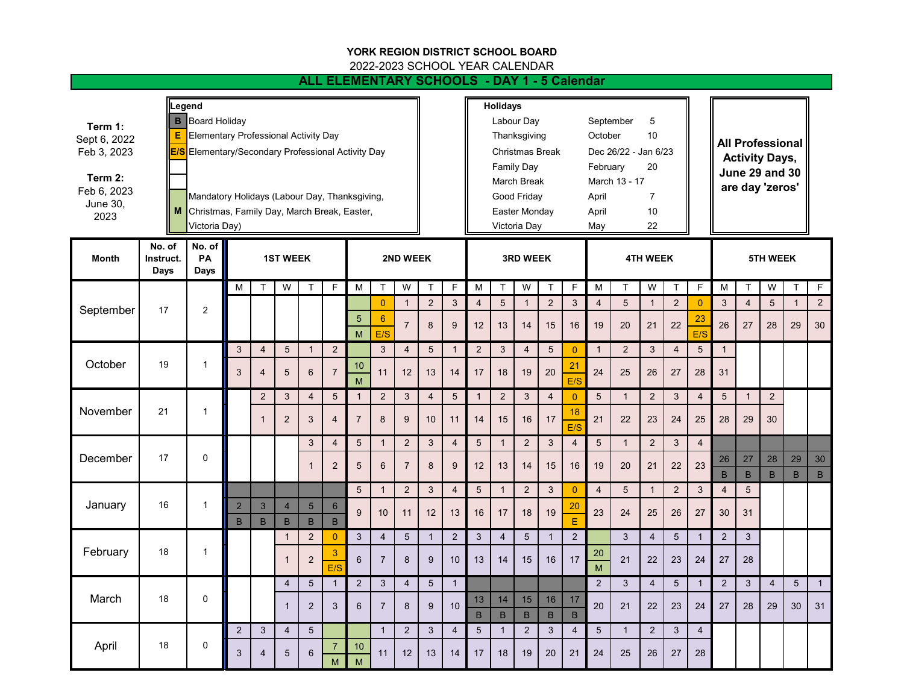**YORK REGION DISTRICT SCHOOL BOARD**

2022-2023 SCHOOL YEAR CALENDAR

## ALL ELEMENTARY SCHOOLS - DAY 1 - 5 Calendar

**Term 1:**
Sept 6, 2022
Feb 3, 2023

**Term 2:**
Feb 6, 2023
June 30, 2023

| Legend | |
|---|---|
| B | Board Holiday |
| E | Elementary Professional Activity Day |
| E/S | Elementary/Secondary Professional Activity Day |
| | |
| | |
| M | Mandatory Holidays (Labour Day, Thanksgiving, Christmas, Family Day, March Break, Easter, Victoria Day) |

| Holidays | | |
|---|---|---|
| Labour Day | September | 5 |
| Thanksgiving | October | 10 |
| Christmas Break | Dec 26/22 - Jan 6/23 | |
| Family Day | February | 20 |
| March Break | March 13 - 17 | |
| Good Friday | April | 7 |
| Easter Monday | April | 10 |
| Victoria Day | May | 22 |

**All Professional Activity Days, June 29 and 30 are day 'zeros'**

| Month | No. of Instruct. Days | No. of PA Days | 1ST WEEK | | | | | 2ND WEEK | | | | | 3RD WEEK | | | | | 4TH WEEK | | | | | 5TH WEEK | | | | |
|---|---|---|---|---|---|---|---|---|---|---|---|---|---|---|---|---|---|---|---|---|---|---|---|---|---|---|---|
| | | | M | T | W | T | F | M | T | W | T | F | M | T | W | T | F | M | T | W | T | F | M | T | W | T | F |
| September (day) | 17 | 2 | | | | | | | 0 | 1 | 2 | 3 | 4 | 5 | 1 | 2 | 3 | 4 | 5 | 1 | 2 | 0 | 3 | 4 | 5 | 1 | 2 |
| September (date) | | | | | | | | 5 M | 6 E/S | 7 | 8 | 9 | 12 | 13 | 14 | 15 | 16 | 19 | 20 | 21 | 22 | 23 E/S | 26 | 27 | 28 | 29 | 30 |
| October (day) | 19 | 1 | 3 | 4 | 5 | 1 | 2 | | 3 | 4 | 5 | 1 | 2 | 3 | 4 | 5 | 0 | 1 | 2 | 3 | 4 | 5 | 1 | | | | |
| October (date) | | | 3 | 4 | 5 | 6 | 7 | 10 M | 11 | 12 | 13 | 14 | 17 | 18 | 19 | 20 | 21 E/S | 24 | 25 | 26 | 27 | 28 | 31 | | | | |
| November (day) | 21 | 1 | | 2 | 3 | 4 | 5 | 1 | 2 | 3 | 4 | 5 | 1 | 2 | 3 | 4 | 0 | 5 | 1 | 2 | 3 | 4 | 5 | 1 | 2 | | |
| November (date) | | | | 1 | 2 | 3 | 4 | 7 | 8 | 9 | 10 | 11 | 14 | 15 | 16 | 17 | 18 E/S | 21 | 22 | 23 | 24 | 25 | 28 | 29 | 30 | | |
| December (day) | 17 | 0 | | | | 3 | 4 | 5 | 1 | 2 | 3 | 4 | 5 | 1 | 2 | 3 | 4 | 5 | 1 | 2 | 3 | 4 | | | | | |
| December (date) | | | | | | 1 | 2 | 5 | 6 | 7 | 8 | 9 | 12 | 13 | 14 | 15 | 16 | 19 | 20 | 21 | 22 | 23 | 26 B | 27 B | 28 B | 29 B | 30 B |
| January (day) | 16 | 1 | | | | | | 5 | 1 | 2 | 3 | 4 | 5 | 1 | 2 | 3 | 0 | 4 | 5 | 1 | 2 | 3 | 4 | 5 | | | |
| January (date) | | | 2 B | 3 B | 4 B | 5 B | 6 B | 9 | 10 | 11 | 12 | 13 | 16 | 17 | 18 | 19 | 20 E | 23 | 24 | 25 | 26 | 27 | 30 | 31 | | | |
| February (day) | 18 | 1 | | | 1 | 2 | 0 | 3 | 4 | 5 | 1 | 2 | 3 | 4 | 5 | 1 | 2 | | 3 | 4 | 5 | 1 | 2 | 3 | | | |
| February (date) | | | | | 1 | 2 | 3 E/S | 6 | 7 | 8 | 9 | 10 | 13 | 14 | 15 | 16 | 17 | 20 M | 21 | 22 | 23 | 24 | 27 | 28 | | | |
| March (day) | 18 | 0 | | | 4 | 5 | 1 | 2 | 3 | 4 | 5 | 1 | | | | | | 2 | 3 | 4 | 5 | 1 | 2 | 3 | 4 | 5 | 1 |
| March (date) | | | | | 1 | 2 | 3 | 6 | 7 | 8 | 9 | 10 | 13 B | 14 B | 15 B | 16 B | 17 B | 20 | 21 | 22 | 23 | 24 | 27 | 28 | 29 | 30 | 31 |
| April (day) | 18 | 0 | 2 | 3 | 4 | 5 | | | 1 | 2 | 3 | 4 | 5 | 1 | 2 | 3 | 4 | 5 | 1 | 2 | 3 | 4 | | | | | |
| April (date) | | | 3 | 4 | 5 | 6 | 7 M | 10 M | 11 | 12 | 13 | 14 | 17 | 18 | 19 | 20 | 21 | 24 | 25 | 26 | 27 | 28 | | | | | |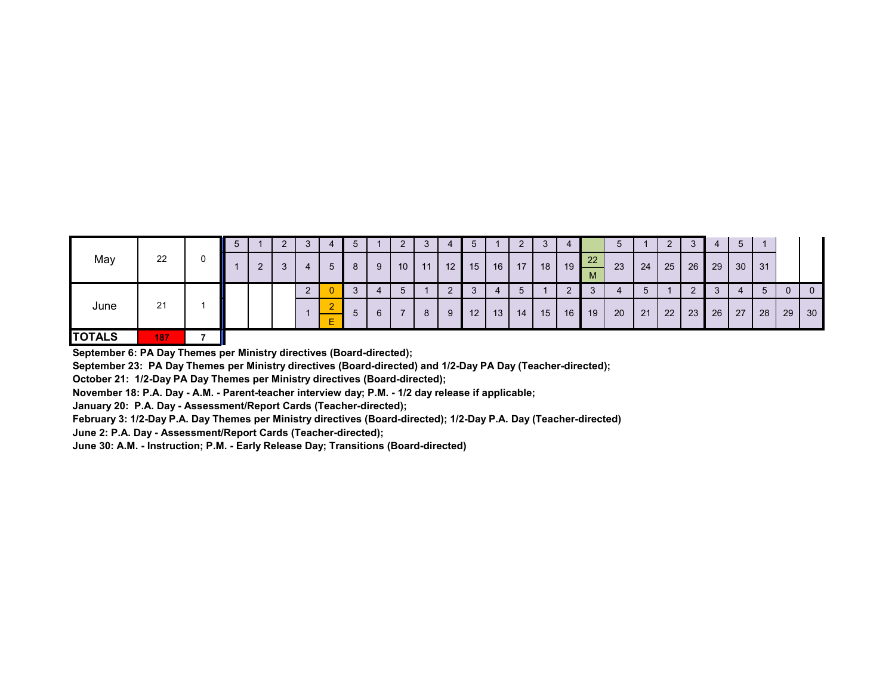| | | | | | | | | | | | | | | | | | | | | | | | | | | |
|---|---|---|---|---|---|---|---|---|---|---|---|---|---|---|---|---|---|---|---|---|---|---|---|---|---|---|
| May | 22 | 0 | 5 | 1 | 2 | 3 | 4 | 5 | 1 | 2 | 3 | 4 | 5 | 1 | 2 | 3 | 4 | | 5 | 1 | 2 | 3 | 4 | 5 | 1 | | |
| | | | 1 | 2 | 3 | 4 | 5 | 8 | 9 | 10 | 11 | 12 | 15 | 16 | 17 | 18 | 19 | 22 M | 23 | 24 | 25 | 26 | 29 | 30 | 31 | | |
| June | 21 | 1 | | | | 2 | 0 | 3 | 4 | 5 | 1 | 2 | 3 | 4 | 5 | 1 | 2 | 3 | 4 | 5 | 1 | 2 | 3 | 4 | 5 | 0 | 0 |
| | | | | | | 1 | 2 E | 5 | 6 | 7 | 8 | 9 | 12 | 13 | 14 | 15 | 16 | 19 | 20 | 21 | 22 | 23 | 26 | 27 | 28 | 29 | 30 |
| **TOTALS** | 187 | 7 | | | | | | | | | | | | | | | | | | | | | | | | | |

**September 6: PA Day Themes per Ministry directives (Board-directed);**

**September 23: PA Day Themes per Ministry directives (Board-directed) and 1/2-Day PA Day (Teacher-directed);**

**October 21: 1/2-Day PA Day Themes per Ministry directives (Board-directed);**

**November 18: P.A. Day - A.M. - Parent-teacher interview day; P.M. - 1/2 day release if applicable;**

**January 20: P.A. Day - Assessment/Report Cards (Teacher-directed);**

**February 3: 1/2-Day P.A. Day Themes per Ministry directives (Board-directed); 1/2-Day P.A. Day (Teacher-directed)**

**June 2: P.A. Day - Assessment/Report Cards (Teacher-directed);**

**June 30: A.M. - Instruction; P.M. - Early Release Day; Transitions (Board-directed)**